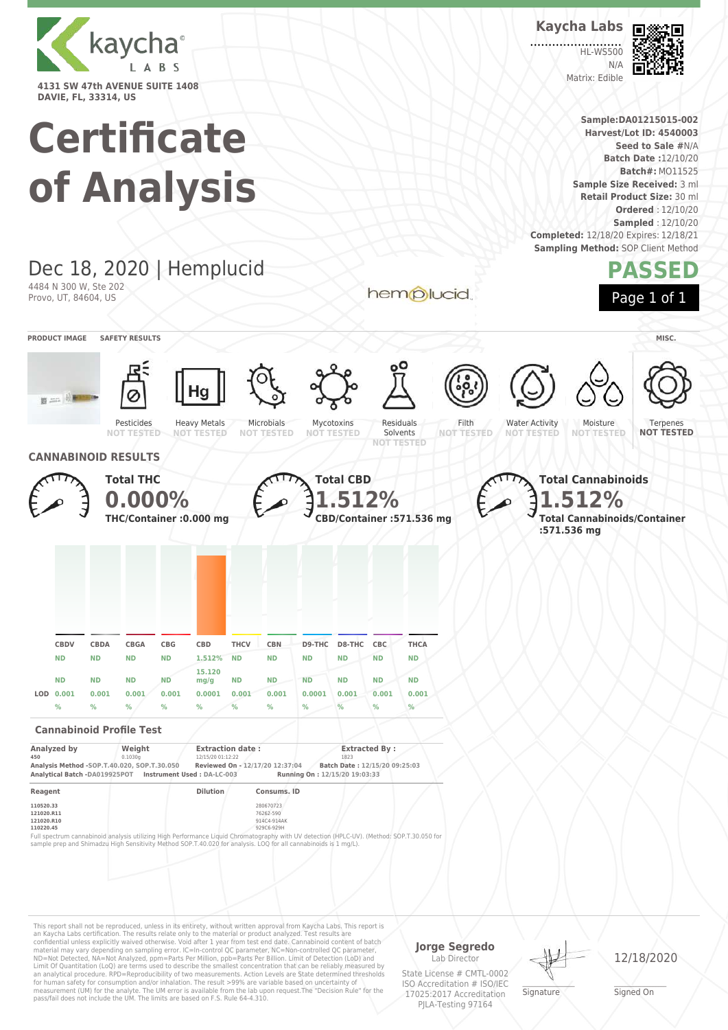kaycha LABS

4131 SW 47th AVENUE SUITE 1408
DAVIE, FL, 33314, US

**Kaycha Labs**

HL-WS500
N/A
Matrix: Edible

# Certificate of Analysis

**Sample:**DA01215015-002
**Harvest/Lot ID:** 4540003
**Seed to Sale #**N/A
**Batch Date :**12/10/20
**Batch#:** MO11525
**Sample Size Received:** 3 ml
**Retail Product Size:** 30 ml
**Ordered** : 12/10/20
**Sampled** : 12/10/20
**Completed:** 12/18/20 Expires: 12/18/21
**Sampling Method:** SOP Client Method

## Dec 18, 2020 | Hemplucid

4484 N 300 W, Ste 202
Provo, UT, 84604, US

hemplucid

**PASSED**

**PRODUCT IMAGE** | **SAFETY RESULTS** | **MISC.**

| Pesticides | Heavy Metals | Microbials | Mycotoxins | Residuals Solvents | Filth | Water Activity | Moisture | Terpenes |
|---|---|---|---|---|---|---|---|---|
| NOT TESTED | NOT TESTED | NOT TESTED | NOT TESTED | NOT TESTED | NOT TESTED | NOT TESTED | NOT TESTED | NOT TESTED |

## CANNABINOID RESULTS

**Total THC**
**0.000%**
**THC/Container :0.000 mg**

**Total CBD**
**1.512%**
**CBD/Container :571.536 mg**

**Total Cannabinoids**
**1.512%**
**Total Cannabinoids/Container :571.536 mg**

| | CBDV | CBDA | CBGA | CBG | CBD | THCV | CBN | D9-THC | D8-THC | CBC | THCA |
|---|---|---|---|---|---|---|---|---|---|---|---|
| | ND | ND | ND | ND | 1.512% | ND | ND | ND | ND | ND | ND |
| | ND | ND | ND | ND | 15.120 mg/g | ND | ND | ND | ND | ND | ND |
| LOD | 0.001 % | 0.001 % | 0.001 % | 0.001 % | 0.0001 % | 0.001 % | 0.001 % | 0.0001 % | 0.001 % | 0.001 % | 0.001 % |

### Cannabinoid Profile Test

| Analyzed by | Weight | Extraction date : | Extracted By : |
|---|---|---|---|
| 450 | 0.1030g | 12/15/20 01:12:22 | 1823 |

Analysis Method -SOP.T.40.020, SOP.T.30.050 | Reviewed On - 12/17/20 12:37:04 | Batch Date : 12/15/20 09:25:03
Analytical Batch -DA019925POT | Instrument Used : DA-LC-003 | Running On : 12/15/20 19:03:33

| Reagent | Dilution | Consums. ID |
|---|---|---|
| 110520.33 | | 280670723 |
| 121020.R11 | | 76262-590 |
| 121020.R10 | | 914C4-914AK |
| 110220.45 | | 929C6-929H |

Full spectrum cannabinoid analysis utilizing High Performance Liquid Chromatography with UV detection (HPLC-UV). (Method: SOP.T.30.050 for sample prep and Shimadzu High Sensitivity Method SOP.T.40.020 for analysis. LOQ for all cannabinoids is 1 mg/L).

This report shall not be reproduced, unless in its entirety, without written approval from Kaycha Labs. This report is an Kaycha Labs certification. The results relate only to the material or product analyzed. Test results are confidential unless explicitly waived otherwise. Void after 1 year from test end date. Cannabinoid content of batch material may vary depending on sampling error. IC=In-control QC parameter, NC=Non-controlled QC parameter, ND=Not Detected, NA=Not Analyzed, ppm=Parts Per Million, ppb=Parts Per Billion. Limit of Detection (LoD) and Limit Of Quantitation (LoQ) are terms used to describe the smallest concentration that can be reliably measured by an analytical procedure. RPD=Reproducibility of two measurements. Action Levels are State determined thresholds for human safety for consumption and/or inhalation. The result >99% are variable based on uncertainty of measurement (UM) for the analyte. The UM error is available from the lab upon request.The "Decision Rule" for the pass/fail does not include the UM. The limits are based on F.S. Rule 64-4.310.

**Jorge Segredo**
Lab Director
State License # CMTL-0002
ISO Accreditation # ISO/IEC 17025:2017 Accreditation
PJLA-Testing 97164

Signature

12/18/2020
Signed On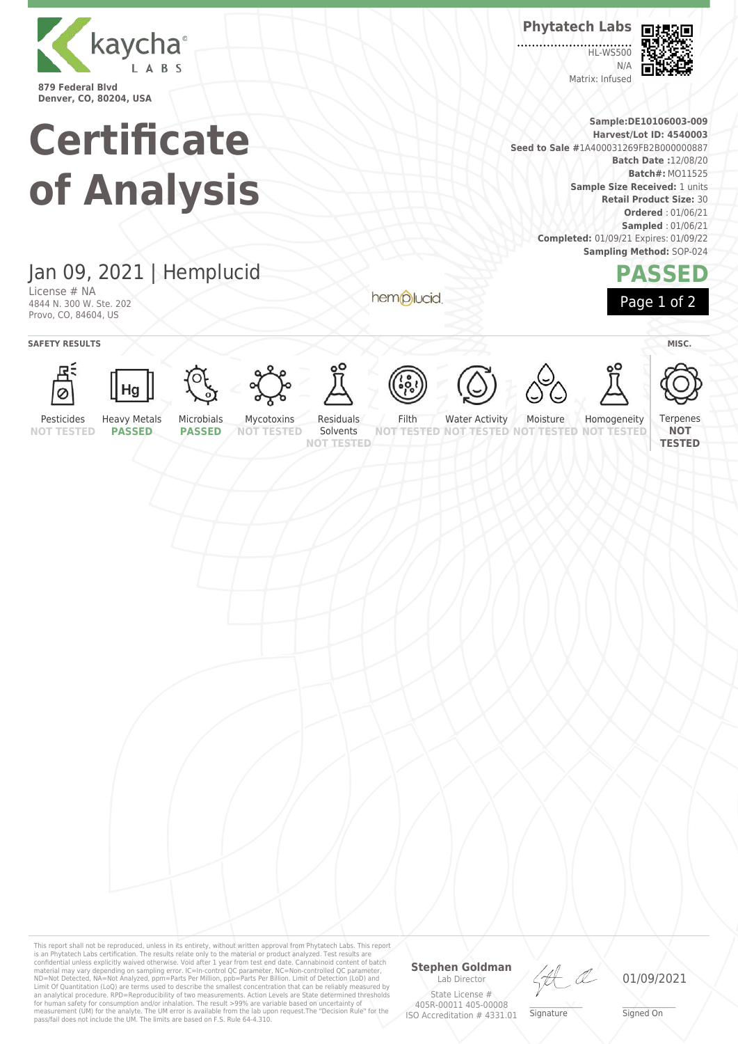kaycha LABS

879 Federal Blvd
Denver, CO, 80204, USA

**Phytatech Labs**

HL-WS500
N/A
Matrix: Infused

# Certificate of Analysis

**Sample:DE10106003-009**
**Harvest/Lot ID: 4540003**
**Seed to Sale** #1A400031269FB2B000000887
**Batch Date** :12/08/20
**Batch#:** MO11525
**Sample Size Received:** 1 units
**Retail Product Size:** 30
**Ordered** : 01/06/21
**Sampled** : 01/06/21
**Completed:** 01/09/21 Expires: 01/09/22
**Sampling Method:** SOP-024

## Jan 09, 2021 | Hemplucid

License # NA
4844 N. 300 W. Ste. 202
Provo, CO, 84604, US

hemplucid

## PASSED

**SAFETY RESULTS**

| Pesticides | Heavy Metals | Microbials | Mycotoxins | Residuals Solvents | Filth | Water Activity | Moisture | Homogeneity |
|---|---|---|---|---|---|---|---|---|
| NOT TESTED | PASSED | PASSED | NOT TESTED | NOT TESTED | NOT TESTED | NOT TESTED | NOT TESTED | NOT TESTED |

**MISC.**

| Terpenes |
|---|
| NOT TESTED |

This report shall not be reproduced, unless in its entirety, without written approval from Phytatech Labs. This report is an Phytatech Labs certification. The results relate only to the material or product analyzed. Test results are confidential unless explicitly waived otherwise. Void after 1 year from test end date. Cannabinoid content of batch material may vary depending on sampling error. IC=In-control QC parameter, NC=Non-controlled QC parameter, ND=Not Detected, NA=Not Analyzed, ppm=Parts Per Million, ppb=Parts Per Billion. Limit of Detection (LoD) and Limit Of Quantitation (LoQ) are terms used to describe the smallest concentration that can be reliably measured by an analytical procedure. RPD=Reproducibility of two measurements. Action Levels are State determined thresholds for human safety for consumption and/or inhalation. The result >99% are variable based on uncertainty of measurement (UM) for the analyte. The UM error is available from the lab upon request.The "Decision Rule" for the pass/fail does not include the UM. The limits are based on F.S. Rule 64-4.310.

**Stephen Goldman**
Lab Director
State License # 405R-00011 405-00008
ISO Accreditation # 4331.01

Signature

01/09/2021
Signed On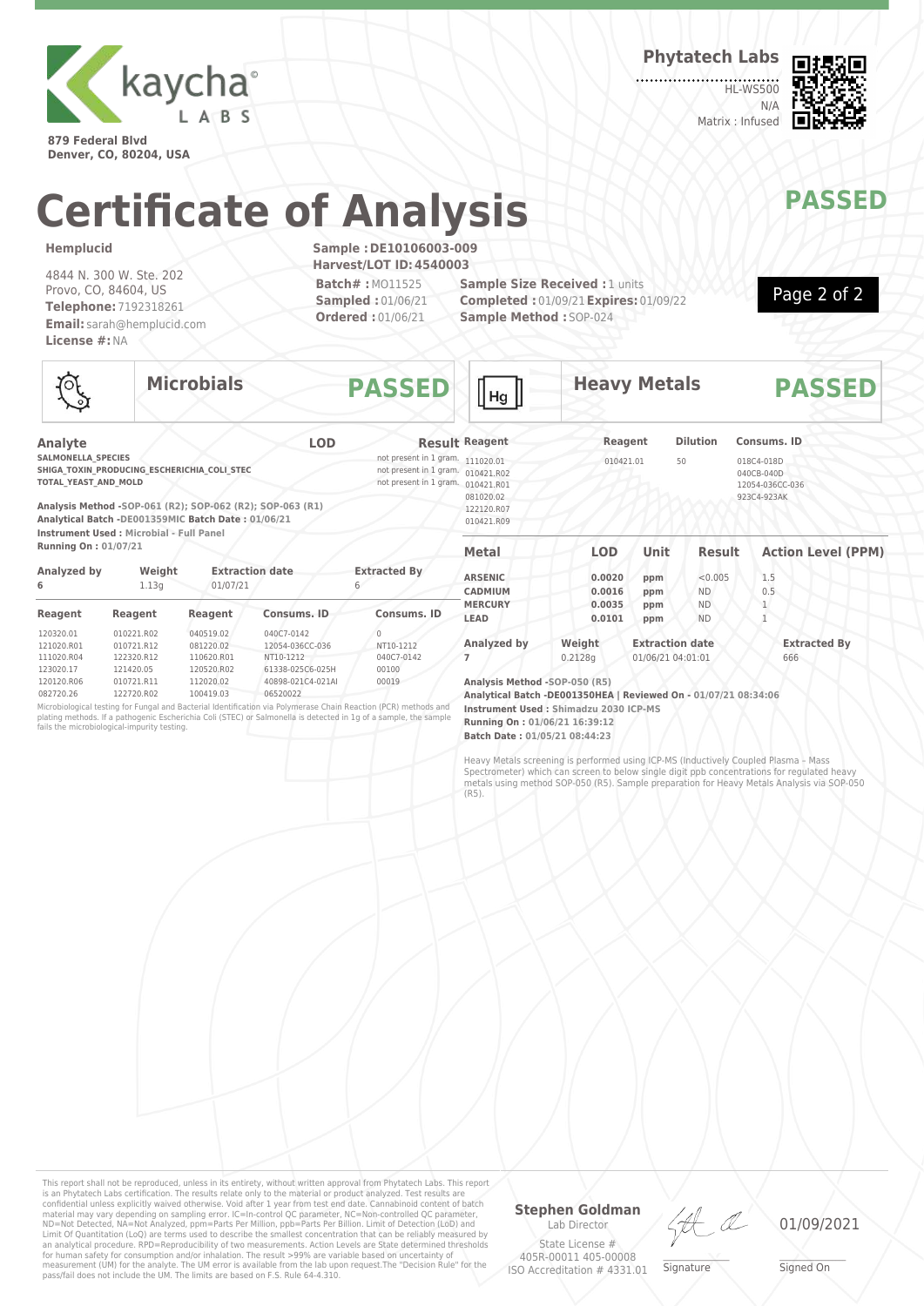kaycha LABS

879 Federal Blvd
Denver, CO, 80204, USA

**Phytatech Labs**

HL-WS500
N/A
Matrix : Infused

# Certificate of Analysis

**PASSED**

**Hemplucid**

4844 N. 300 W. Ste. 202
Provo, CO, 84604, US
**Telephone:** 7192318261
**Email:** sarah@hemplucid.com
**License #:** NA

**Sample : DE10106003-009**
**Harvest/LOT ID: 4540003**
**Batch# :** MO11525
**Sampled :** 01/06/21
**Ordered :** 01/06/21

**Sample Size Received :** 1 units
**Completed :** 01/09/21 **Expires:** 01/09/22
**Sample Method :** SOP-024

## Microbials — PASSED

| Analyte | LOD | Result |
|---|---|---|
| SALMONELLA_SPECIES | | not present in 1 gram. |
| SHIGA_TOXIN_PRODUCING_ESCHERICHIA_COLI_STEC | | not present in 1 gram. |
| TOTAL_YEAST_AND_MOLD | | not present in 1 gram. |

**Analysis Method -SOP-061 (R2); SOP-062 (R2); SOP-063 (R1)**
**Analytical Batch -DE001359MIC Batch Date : 01/06/21**
**Instrument Used : Microbial - Full Panel**
**Running On : 01/07/21**

| Analyzed by | Weight | Extraction date | Extracted By |
|---|---|---|---|
| 6 | 1.13g | 01/07/21 | 6 |

| Reagent | Reagent | Reagent | Consums. ID | Consums. ID |
|---|---|---|---|---|
| 120320.01 | 010221.R02 | 040519.02 | 040C7-0142 | 0 |
| 121020.R01 | 010721.R12 | 081220.02 | 12054-036CC-036 | NT10-1212 |
| 111020.R04 | 122320.R12 | 110620.R01 | NT10-1212 | 040C7-0142 |
| 123020.17 | 121420.05 | 120520.R02 | 61338-025C6-025H | 00100 |
| 120120.R06 | 010721.R11 | 112020.02 | 40898-021C4-021AI | 00019 |
| 082720.26 | 122720.R02 | 100419.03 | 06520022 | |

Microbiological testing for Fungal and Bacterial Identification via Polymerase Chain Reaction (PCR) methods and plating methods. If a pathogenic Escherichia Coli (STEC) or Salmonella is detected in 1g of a sample, the sample fails the microbiological-impurity testing.

## Heavy Metals — PASSED

| Reagent | Reagent | Dilution | Consums. ID |
|---|---|---|---|
| 111020.01 | 010421.01 | 50 | 018C4-018D |
| 010421.R02 | | | 040CB-040D |
| 010421.R01 | | | 12054-036CC-036 |
| 081020.02 | | | 923C4-923AK |
| 122120.R07 | | | |
| 010421.R09 | | | |

| Metal | LOD | Unit | Result | Action Level (PPM) |
|---|---|---|---|---|
| ARSENIC | 0.0020 | ppm | <0.005 | 1.5 |
| CADMIUM | 0.0016 | ppm | ND | 0.5 |
| MERCURY | 0.0035 | ppm | ND | 1 |
| LEAD | 0.0101 | ppm | ND | 1 |

| Analyzed by | Weight | Extraction date | Extracted By |
|---|---|---|---|
| 7 | 0.2128g | 01/06/21 04:01:01 | 666 |

**Analysis Method -SOP-050 (R5)**
**Analytical Batch -DE001350HEA | Reviewed On - 01/07/21 08:34:06**
**Instrument Used : Shimadzu 2030 ICP-MS**
**Running On : 01/06/21 16:39:12**
**Batch Date : 01/05/21 08:44:23**

Heavy Metals screening is performed using ICP-MS (Inductively Coupled Plasma - Mass Spectrometer) which can screen to below single digit ppb concentrations for regulated heavy metals using method SOP-050 (R5). Sample preparation for Heavy Metals Analysis via SOP-050 (R5).

This report shall not be reproduced, unless in its entirety, without written approval from Phytatech Labs. This report is an Phytatech Labs certification. The results relate only to the material or product analyzed. Test results are confidential unless explicitly waived otherwise. Void after 1 year from test end date. Cannabinoid content of batch material may vary depending on sampling error. IC=In-control QC parameter, NC=Non-controlled QC parameter, ND=Not Detected, NA=Not Analyzed, ppm=Parts Per Million, ppb=Parts Per Billion. Limit of Detection (LoD) and Limit Of Quantitation (LoQ) are terms used to describe the smallest concentration that can be reliably measured by an analytical procedure. RPD=Reproducibility of two measurements. Action Levels are State determined thresholds for human safety for consumption and/or inhalation. The result >99% are variable based on uncertainty of measurement (UM) for the analyte. The UM error is available from the lab upon request.The "Decision Rule" for the pass/fail does not include the UM. The limits are based on F.S. Rule 64-4.310.

**Stephen Goldman**
Lab Director
State License #
405R-00011 405-00008
ISO Accreditation # 4331.01

Signature

01/09/2021
Signed On